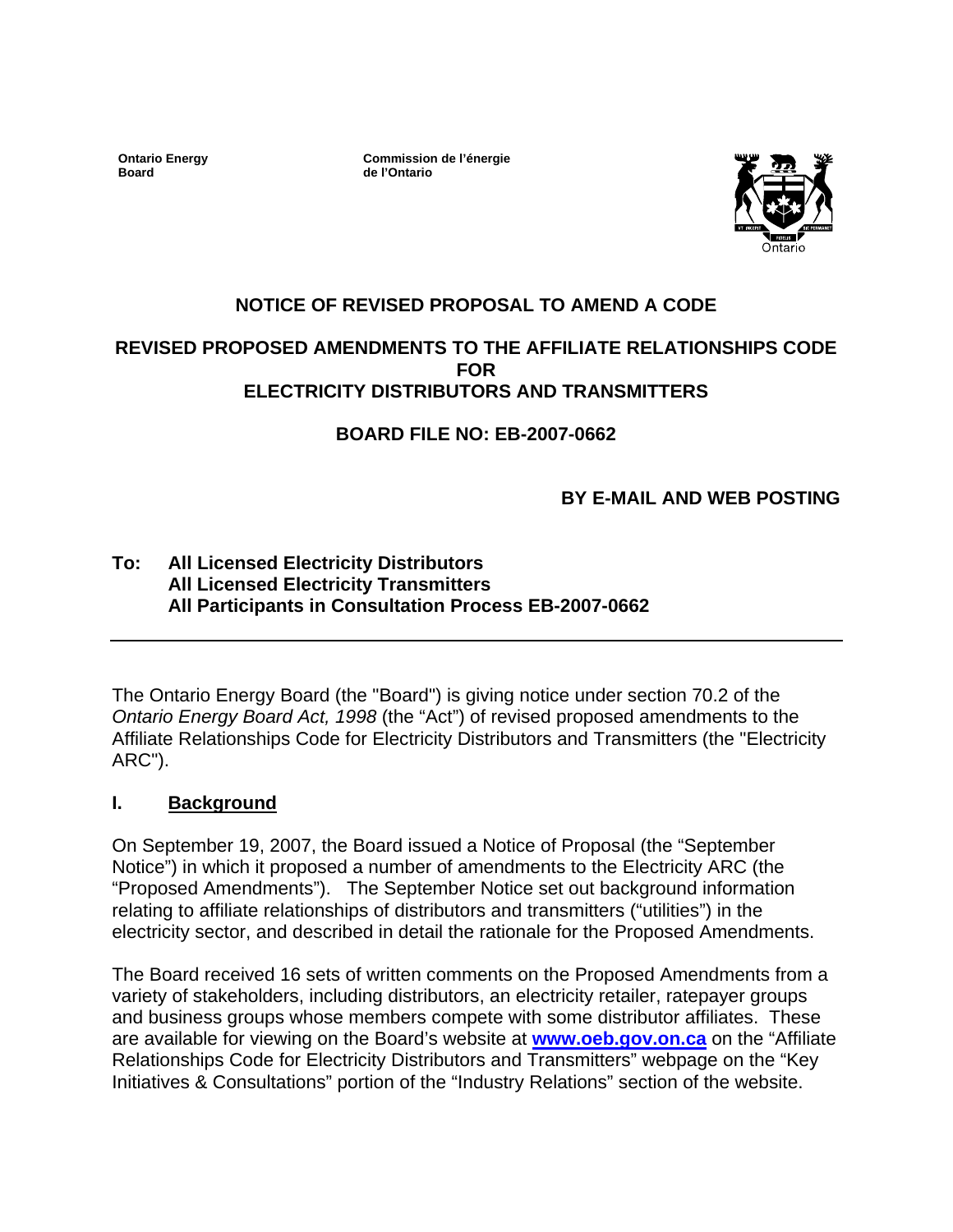**Ontario Energy Board**

**Commission de l'énergie de l'Ontario**

## NOTICE OF REVISED PROPOSAL TO AMEND A CODE

## REVISED PROPOSED AMENDMENTS TO THE AFFILIATE RELATIONSHIPS CODE FOR ELECTRICITY DISTRIBUTORS AND TRANSMITTERS

## BOARD FILE NO: EB-2007-0662

**BY E-MAIL AND WEB POSTING**

**To: All Licensed Electricity Distributors**
**All Licensed Electricity Transmitters**
**All Participants in Consultation Process EB-2007-0662**

---

The Ontario Energy Board (the "Board") is giving notice under section 70.2 of the *Ontario Energy Board Act, 1998* (the "Act") of revised proposed amendments to the Affiliate Relationships Code for Electricity Distributors and Transmitters (the "Electricity ARC").

### I. Background

On September 19, 2007, the Board issued a Notice of Proposal (the "September Notice") in which it proposed a number of amendments to the Electricity ARC (the "Proposed Amendments"). The September Notice set out background information relating to affiliate relationships of distributors and transmitters ("utilities") in the electricity sector, and described in detail the rationale for the Proposed Amendments.

The Board received 16 sets of written comments on the Proposed Amendments from a variety of stakeholders, including distributors, an electricity retailer, ratepayer groups and business groups whose members compete with some distributor affiliates. These are available for viewing on the Board's website at **www.oeb.gov.on.ca** on the "Affiliate Relationships Code for Electricity Distributors and Transmitters" webpage on the "Key Initiatives & Consultations" portion of the "Industry Relations" section of the website.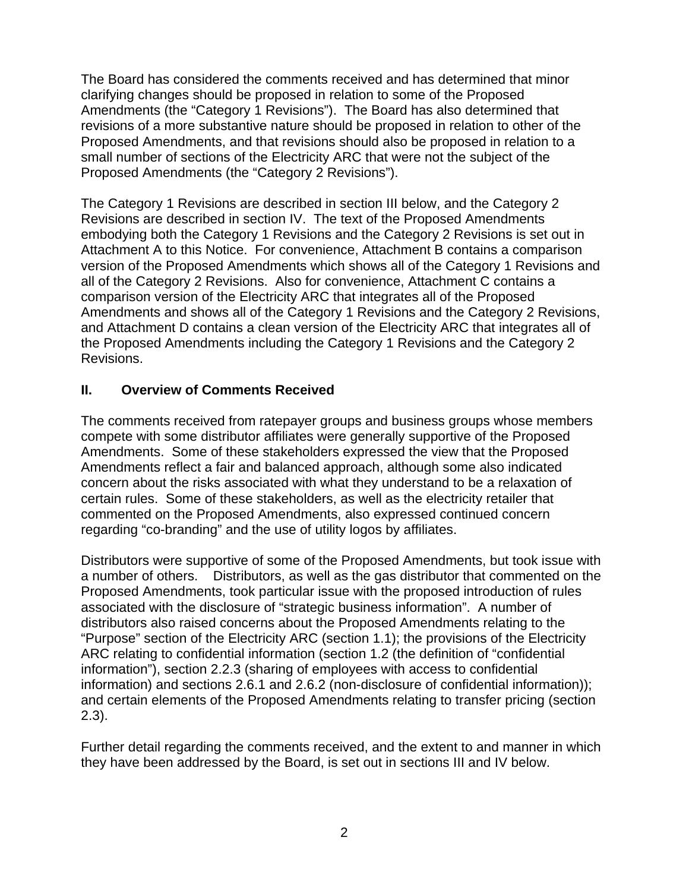The Board has considered the comments received and has determined that minor clarifying changes should be proposed in relation to some of the Proposed Amendments (the "Category 1 Revisions"). The Board has also determined that revisions of a more substantive nature should be proposed in relation to other of the Proposed Amendments, and that revisions should also be proposed in relation to a small number of sections of the Electricity ARC that were not the subject of the Proposed Amendments (the "Category 2 Revisions").

The Category 1 Revisions are described in section III below, and the Category 2 Revisions are described in section IV. The text of the Proposed Amendments embodying both the Category 1 Revisions and the Category 2 Revisions is set out in Attachment A to this Notice. For convenience, Attachment B contains a comparison version of the Proposed Amendments which shows all of the Category 1 Revisions and all of the Category 2 Revisions. Also for convenience, Attachment C contains a comparison version of the Electricity ARC that integrates all of the Proposed Amendments and shows all of the Category 1 Revisions and the Category 2 Revisions, and Attachment D contains a clean version of the Electricity ARC that integrates all of the Proposed Amendments including the Category 1 Revisions and the Category 2 Revisions.

## II. Overview of Comments Received

The comments received from ratepayer groups and business groups whose members compete with some distributor affiliates were generally supportive of the Proposed Amendments. Some of these stakeholders expressed the view that the Proposed Amendments reflect a fair and balanced approach, although some also indicated concern about the risks associated with what they understand to be a relaxation of certain rules. Some of these stakeholders, as well as the electricity retailer that commented on the Proposed Amendments, also expressed continued concern regarding "co-branding" and the use of utility logos by affiliates.

Distributors were supportive of some of the Proposed Amendments, but took issue with a number of others. Distributors, as well as the gas distributor that commented on the Proposed Amendments, took particular issue with the proposed introduction of rules associated with the disclosure of "strategic business information". A number of distributors also raised concerns about the Proposed Amendments relating to the "Purpose" section of the Electricity ARC (section 1.1); the provisions of the Electricity ARC relating to confidential information (section 1.2 (the definition of "confidential information"), section 2.2.3 (sharing of employees with access to confidential information) and sections 2.6.1 and 2.6.2 (non-disclosure of confidential information)); and certain elements of the Proposed Amendments relating to transfer pricing (section 2.3).

Further detail regarding the comments received, and the extent to and manner in which they have been addressed by the Board, is set out in sections III and IV below.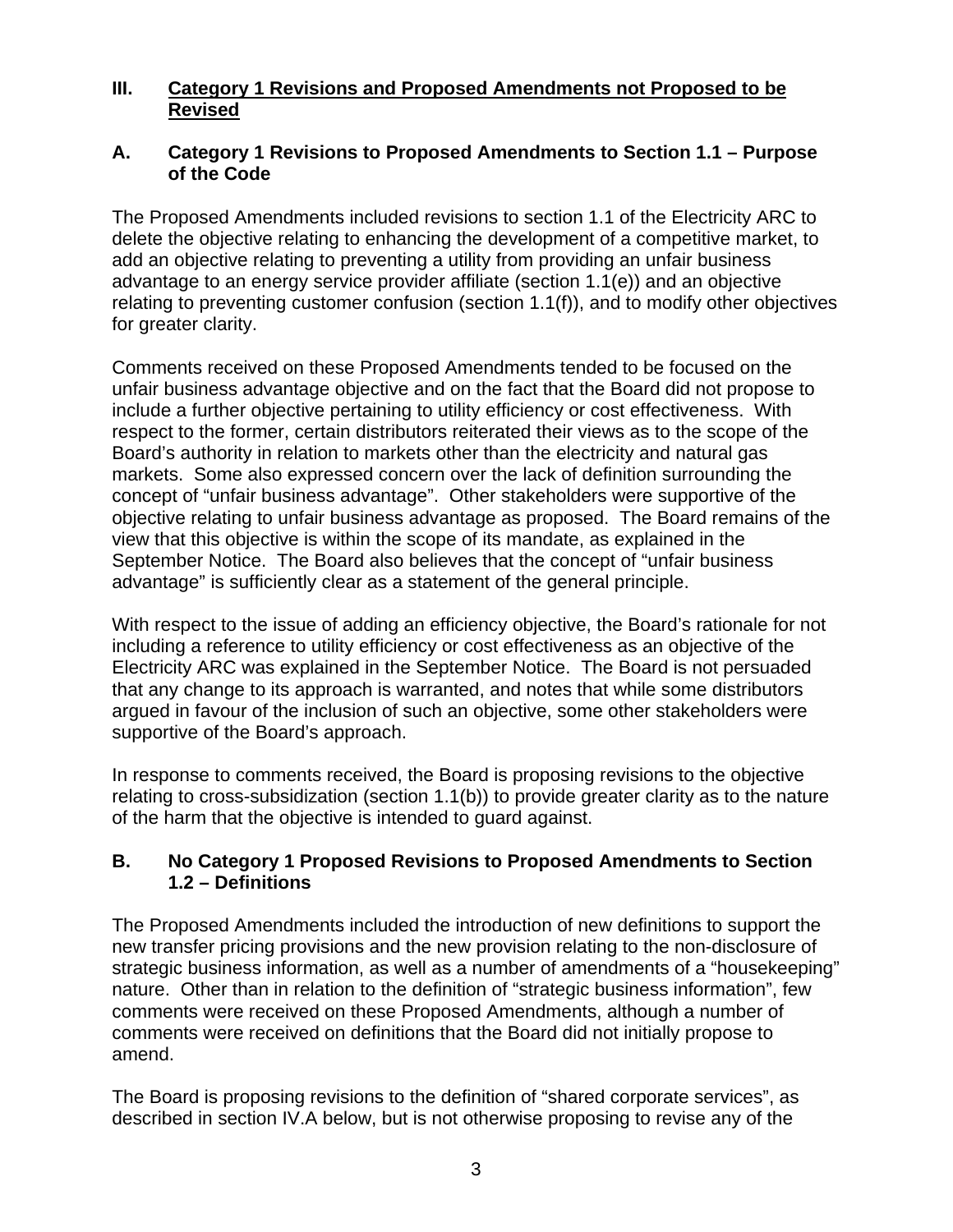## III. Category 1 Revisions and Proposed Amendments not Proposed to be Revised

### A. Category 1 Revisions to Proposed Amendments to Section 1.1 – Purpose of the Code

The Proposed Amendments included revisions to section 1.1 of the Electricity ARC to delete the objective relating to enhancing the development of a competitive market, to add an objective relating to preventing a utility from providing an unfair business advantage to an energy service provider affiliate (section 1.1(e)) and an objective relating to preventing customer confusion (section 1.1(f)), and to modify other objectives for greater clarity.

Comments received on these Proposed Amendments tended to be focused on the unfair business advantage objective and on the fact that the Board did not propose to include a further objective pertaining to utility efficiency or cost effectiveness. With respect to the former, certain distributors reiterated their views as to the scope of the Board's authority in relation to markets other than the electricity and natural gas markets. Some also expressed concern over the lack of definition surrounding the concept of "unfair business advantage". Other stakeholders were supportive of the objective relating to unfair business advantage as proposed. The Board remains of the view that this objective is within the scope of its mandate, as explained in the September Notice. The Board also believes that the concept of "unfair business advantage" is sufficiently clear as a statement of the general principle.

With respect to the issue of adding an efficiency objective, the Board's rationale for not including a reference to utility efficiency or cost effectiveness as an objective of the Electricity ARC was explained in the September Notice. The Board is not persuaded that any change to its approach is warranted, and notes that while some distributors argued in favour of the inclusion of such an objective, some other stakeholders were supportive of the Board's approach.

In response to comments received, the Board is proposing revisions to the objective relating to cross-subsidization (section 1.1(b)) to provide greater clarity as to the nature of the harm that the objective is intended to guard against.

### B. No Category 1 Proposed Revisions to Proposed Amendments to Section 1.2 – Definitions

The Proposed Amendments included the introduction of new definitions to support the new transfer pricing provisions and the new provision relating to the non-disclosure of strategic business information, as well as a number of amendments of a "housekeeping" nature. Other than in relation to the definition of "strategic business information", few comments were received on these Proposed Amendments, although a number of comments were received on definitions that the Board did not initially propose to amend.

The Board is proposing revisions to the definition of "shared corporate services", as described in section IV.A below, but is not otherwise proposing to revise any of the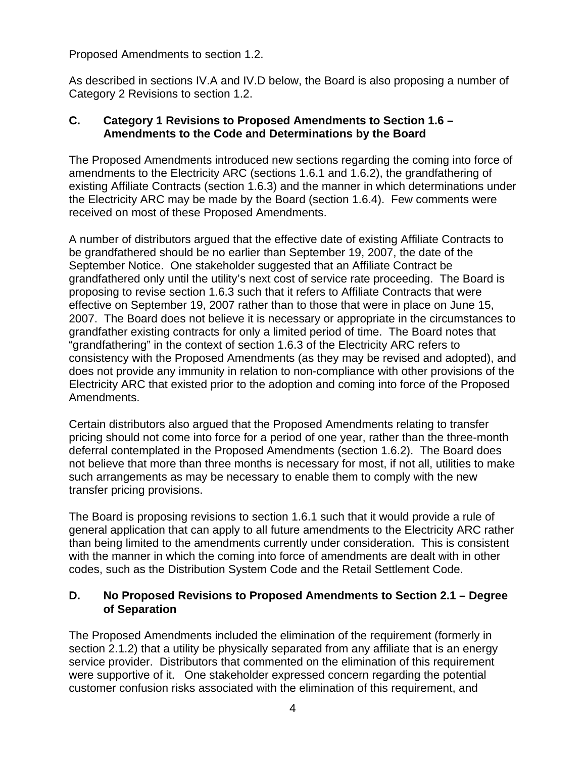Proposed Amendments to section 1.2.

As described in sections IV.A and IV.D below, the Board is also proposing a number of Category 2 Revisions to section 1.2.

### C. Category 1 Revisions to Proposed Amendments to Section 1.6 – Amendments to the Code and Determinations by the Board

The Proposed Amendments introduced new sections regarding the coming into force of amendments to the Electricity ARC (sections 1.6.1 and 1.6.2), the grandfathering of existing Affiliate Contracts (section 1.6.3) and the manner in which determinations under the Electricity ARC may be made by the Board (section 1.6.4). Few comments were received on most of these Proposed Amendments.

A number of distributors argued that the effective date of existing Affiliate Contracts to be grandfathered should be no earlier than September 19, 2007, the date of the September Notice. One stakeholder suggested that an Affiliate Contract be grandfathered only until the utility's next cost of service rate proceeding. The Board is proposing to revise section 1.6.3 such that it refers to Affiliate Contracts that were effective on September 19, 2007 rather than to those that were in place on June 15, 2007. The Board does not believe it is necessary or appropriate in the circumstances to grandfather existing contracts for only a limited period of time. The Board notes that "grandfathering" in the context of section 1.6.3 of the Electricity ARC refers to consistency with the Proposed Amendments (as they may be revised and adopted), and does not provide any immunity in relation to non-compliance with other provisions of the Electricity ARC that existed prior to the adoption and coming into force of the Proposed Amendments.

Certain distributors also argued that the Proposed Amendments relating to transfer pricing should not come into force for a period of one year, rather than the three-month deferral contemplated in the Proposed Amendments (section 1.6.2). The Board does not believe that more than three months is necessary for most, if not all, utilities to make such arrangements as may be necessary to enable them to comply with the new transfer pricing provisions.

The Board is proposing revisions to section 1.6.1 such that it would provide a rule of general application that can apply to all future amendments to the Electricity ARC rather than being limited to the amendments currently under consideration. This is consistent with the manner in which the coming into force of amendments are dealt with in other codes, such as the Distribution System Code and the Retail Settlement Code.

### D. No Proposed Revisions to Proposed Amendments to Section 2.1 – Degree of Separation

The Proposed Amendments included the elimination of the requirement (formerly in section 2.1.2) that a utility be physically separated from any affiliate that is an energy service provider. Distributors that commented on the elimination of this requirement were supportive of it. One stakeholder expressed concern regarding the potential customer confusion risks associated with the elimination of this requirement, and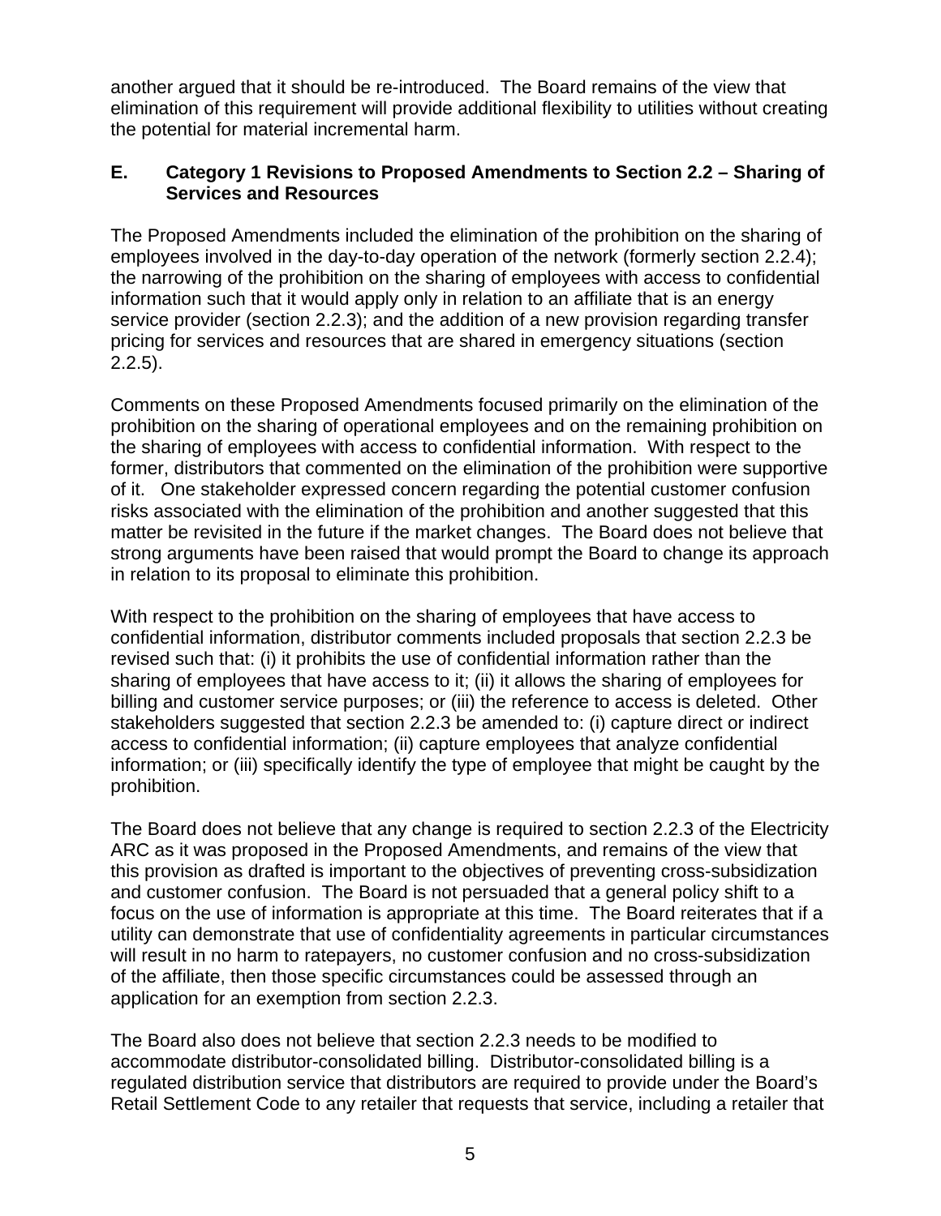another argued that it should be re-introduced. The Board remains of the view that elimination of this requirement will provide additional flexibility to utilities without creating the potential for material incremental harm.

## E. Category 1 Revisions to Proposed Amendments to Section 2.2 – Sharing of Services and Resources

The Proposed Amendments included the elimination of the prohibition on the sharing of employees involved in the day-to-day operation of the network (formerly section 2.2.4); the narrowing of the prohibition on the sharing of employees with access to confidential information such that it would apply only in relation to an affiliate that is an energy service provider (section 2.2.3); and the addition of a new provision regarding transfer pricing for services and resources that are shared in emergency situations (section 2.2.5).

Comments on these Proposed Amendments focused primarily on the elimination of the prohibition on the sharing of operational employees and on the remaining prohibition on the sharing of employees with access to confidential information. With respect to the former, distributors that commented on the elimination of the prohibition were supportive of it. One stakeholder expressed concern regarding the potential customer confusion risks associated with the elimination of the prohibition and another suggested that this matter be revisited in the future if the market changes. The Board does not believe that strong arguments have been raised that would prompt the Board to change its approach in relation to its proposal to eliminate this prohibition.

With respect to the prohibition on the sharing of employees that have access to confidential information, distributor comments included proposals that section 2.2.3 be revised such that: (i) it prohibits the use of confidential information rather than the sharing of employees that have access to it; (ii) it allows the sharing of employees for billing and customer service purposes; or (iii) the reference to access is deleted. Other stakeholders suggested that section 2.2.3 be amended to: (i) capture direct or indirect access to confidential information; (ii) capture employees that analyze confidential information; or (iii) specifically identify the type of employee that might be caught by the prohibition.

The Board does not believe that any change is required to section 2.2.3 of the Electricity ARC as it was proposed in the Proposed Amendments, and remains of the view that this provision as drafted is important to the objectives of preventing cross-subsidization and customer confusion. The Board is not persuaded that a general policy shift to a focus on the use of information is appropriate at this time. The Board reiterates that if a utility can demonstrate that use of confidentiality agreements in particular circumstances will result in no harm to ratepayers, no customer confusion and no cross-subsidization of the affiliate, then those specific circumstances could be assessed through an application for an exemption from section 2.2.3.

The Board also does not believe that section 2.2.3 needs to be modified to accommodate distributor-consolidated billing. Distributor-consolidated billing is a regulated distribution service that distributors are required to provide under the Board's Retail Settlement Code to any retailer that requests that service, including a retailer that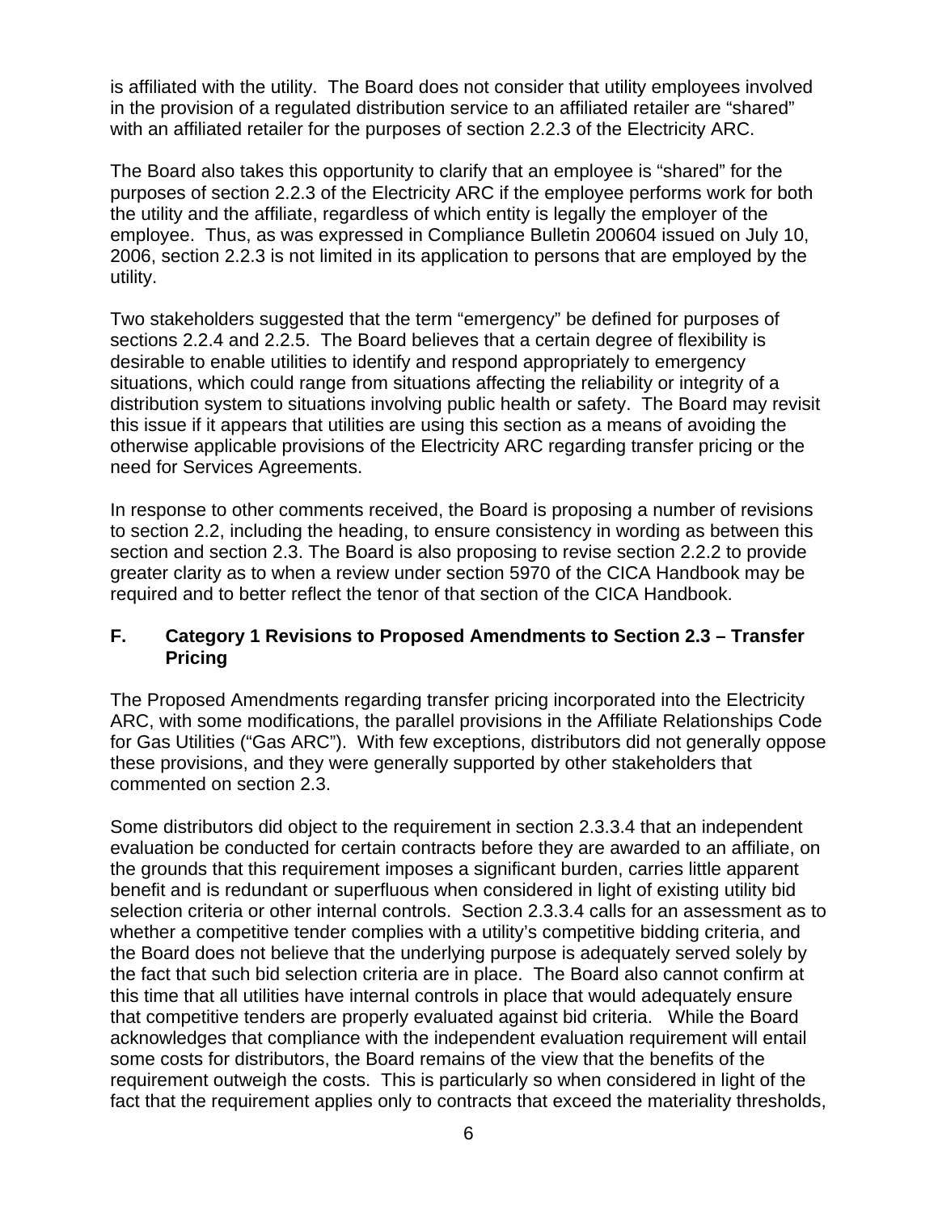is affiliated with the utility. The Board does not consider that utility employees involved in the provision of a regulated distribution service to an affiliated retailer are "shared" with an affiliated retailer for the purposes of section 2.2.3 of the Electricity ARC.

The Board also takes this opportunity to clarify that an employee is "shared" for the purposes of section 2.2.3 of the Electricity ARC if the employee performs work for both the utility and the affiliate, regardless of which entity is legally the employer of the employee. Thus, as was expressed in Compliance Bulletin 200604 issued on July 10, 2006, section 2.2.3 is not limited in its application to persons that are employed by the utility.

Two stakeholders suggested that the term "emergency" be defined for purposes of sections 2.2.4 and 2.2.5. The Board believes that a certain degree of flexibility is desirable to enable utilities to identify and respond appropriately to emergency situations, which could range from situations affecting the reliability or integrity of a distribution system to situations involving public health or safety. The Board may revisit this issue if it appears that utilities are using this section as a means of avoiding the otherwise applicable provisions of the Electricity ARC regarding transfer pricing or the need for Services Agreements.

In response to other comments received, the Board is proposing a number of revisions to section 2.2, including the heading, to ensure consistency in wording as between this section and section 2.3. The Board is also proposing to revise section 2.2.2 to provide greater clarity as to when a review under section 5970 of the CICA Handbook may be required and to better reflect the tenor of that section of the CICA Handbook.

## F. Category 1 Revisions to Proposed Amendments to Section 2.3 – Transfer Pricing

The Proposed Amendments regarding transfer pricing incorporated into the Electricity ARC, with some modifications, the parallel provisions in the Affiliate Relationships Code for Gas Utilities ("Gas ARC"). With few exceptions, distributors did not generally oppose these provisions, and they were generally supported by other stakeholders that commented on section 2.3.

Some distributors did object to the requirement in section 2.3.3.4 that an independent evaluation be conducted for certain contracts before they are awarded to an affiliate, on the grounds that this requirement imposes a significant burden, carries little apparent benefit and is redundant or superfluous when considered in light of existing utility bid selection criteria or other internal controls. Section 2.3.3.4 calls for an assessment as to whether a competitive tender complies with a utility's competitive bidding criteria, and the Board does not believe that the underlying purpose is adequately served solely by the fact that such bid selection criteria are in place. The Board also cannot confirm at this time that all utilities have internal controls in place that would adequately ensure that competitive tenders are properly evaluated against bid criteria. While the Board acknowledges that compliance with the independent evaluation requirement will entail some costs for distributors, the Board remains of the view that the benefits of the requirement outweigh the costs. This is particularly so when considered in light of the fact that the requirement applies only to contracts that exceed the materiality thresholds,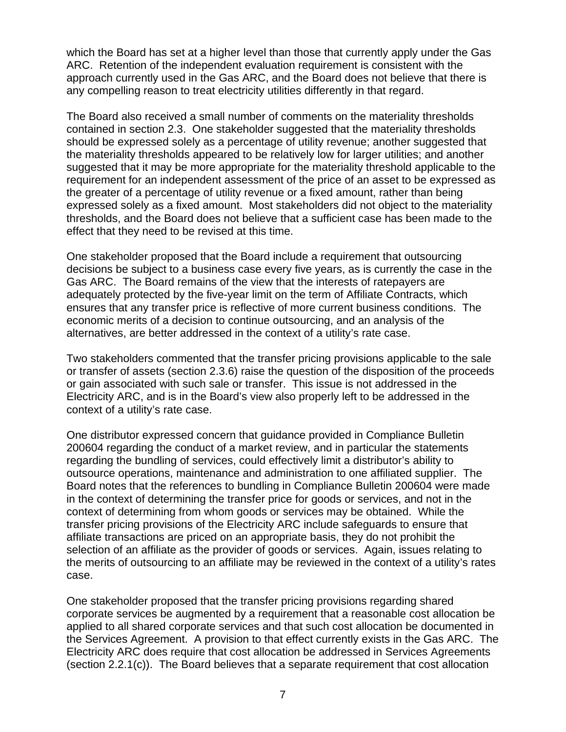which the Board has set at a higher level than those that currently apply under the Gas ARC. Retention of the independent evaluation requirement is consistent with the approach currently used in the Gas ARC, and the Board does not believe that there is any compelling reason to treat electricity utilities differently in that regard.

The Board also received a small number of comments on the materiality thresholds contained in section 2.3. One stakeholder suggested that the materiality thresholds should be expressed solely as a percentage of utility revenue; another suggested that the materiality thresholds appeared to be relatively low for larger utilities; and another suggested that it may be more appropriate for the materiality threshold applicable to the requirement for an independent assessment of the price of an asset to be expressed as the greater of a percentage of utility revenue or a fixed amount, rather than being expressed solely as a fixed amount. Most stakeholders did not object to the materiality thresholds, and the Board does not believe that a sufficient case has been made to the effect that they need to be revised at this time.

One stakeholder proposed that the Board include a requirement that outsourcing decisions be subject to a business case every five years, as is currently the case in the Gas ARC. The Board remains of the view that the interests of ratepayers are adequately protected by the five-year limit on the term of Affiliate Contracts, which ensures that any transfer price is reflective of more current business conditions. The economic merits of a decision to continue outsourcing, and an analysis of the alternatives, are better addressed in the context of a utility's rate case.

Two stakeholders commented that the transfer pricing provisions applicable to the sale or transfer of assets (section 2.3.6) raise the question of the disposition of the proceeds or gain associated with such sale or transfer. This issue is not addressed in the Electricity ARC, and is in the Board's view also properly left to be addressed in the context of a utility's rate case.

One distributor expressed concern that guidance provided in Compliance Bulletin 200604 regarding the conduct of a market review, and in particular the statements regarding the bundling of services, could effectively limit a distributor's ability to outsource operations, maintenance and administration to one affiliated supplier. The Board notes that the references to bundling in Compliance Bulletin 200604 were made in the context of determining the transfer price for goods or services, and not in the context of determining from whom goods or services may be obtained. While the transfer pricing provisions of the Electricity ARC include safeguards to ensure that affiliate transactions are priced on an appropriate basis, they do not prohibit the selection of an affiliate as the provider of goods or services. Again, issues relating to the merits of outsourcing to an affiliate may be reviewed in the context of a utility's rates case.

One stakeholder proposed that the transfer pricing provisions regarding shared corporate services be augmented by a requirement that a reasonable cost allocation be applied to all shared corporate services and that such cost allocation be documented in the Services Agreement. A provision to that effect currently exists in the Gas ARC. The Electricity ARC does require that cost allocation be addressed in Services Agreements (section 2.2.1(c)). The Board believes that a separate requirement that cost allocation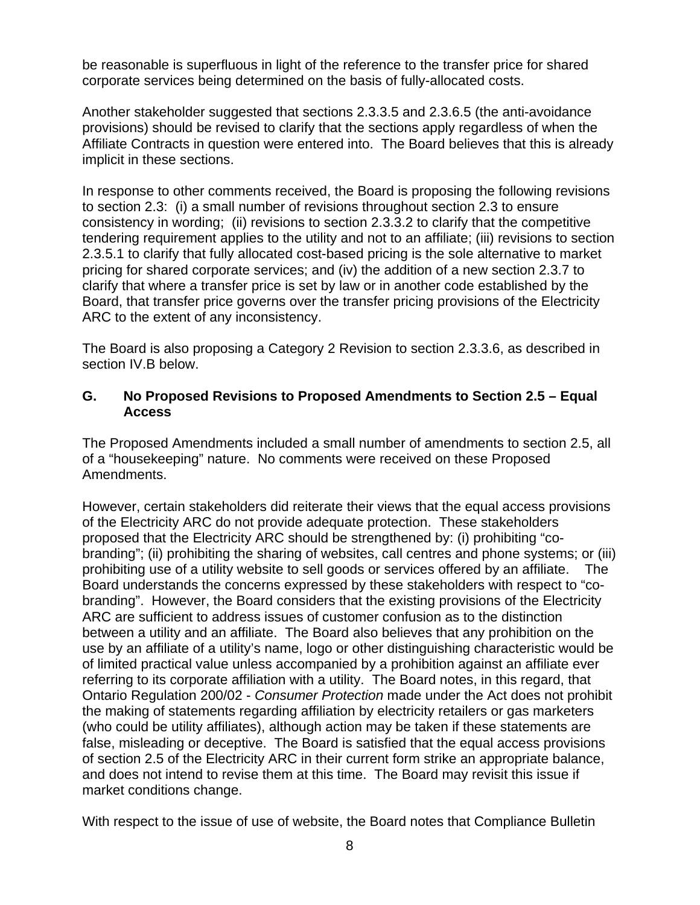be reasonable is superfluous in light of the reference to the transfer price for shared corporate services being determined on the basis of fully-allocated costs.

Another stakeholder suggested that sections 2.3.3.5 and 2.3.6.5 (the anti-avoidance provisions) should be revised to clarify that the sections apply regardless of when the Affiliate Contracts in question were entered into. The Board believes that this is already implicit in these sections.

In response to other comments received, the Board is proposing the following revisions to section 2.3: (i) a small number of revisions throughout section 2.3 to ensure consistency in wording; (ii) revisions to section 2.3.3.2 to clarify that the competitive tendering requirement applies to the utility and not to an affiliate; (iii) revisions to section 2.3.5.1 to clarify that fully allocated cost-based pricing is the sole alternative to market pricing for shared corporate services; and (iv) the addition of a new section 2.3.7 to clarify that where a transfer price is set by law or in another code established by the Board, that transfer price governs over the transfer pricing provisions of the Electricity ARC to the extent of any inconsistency.

The Board is also proposing a Category 2 Revision to section 2.3.3.6, as described in section IV.B below.

### G. No Proposed Revisions to Proposed Amendments to Section 2.5 – Equal Access

The Proposed Amendments included a small number of amendments to section 2.5, all of a "housekeeping" nature. No comments were received on these Proposed Amendments.

However, certain stakeholders did reiterate their views that the equal access provisions of the Electricity ARC do not provide adequate protection. These stakeholders proposed that the Electricity ARC should be strengthened by: (i) prohibiting "co-branding"; (ii) prohibiting the sharing of websites, call centres and phone systems; or (iii) prohibiting use of a utility website to sell goods or services offered by an affiliate. The Board understands the concerns expressed by these stakeholders with respect to "co-branding". However, the Board considers that the existing provisions of the Electricity ARC are sufficient to address issues of customer confusion as to the distinction between a utility and an affiliate. The Board also believes that any prohibition on the use by an affiliate of a utility's name, logo or other distinguishing characteristic would be of limited practical value unless accompanied by a prohibition against an affiliate ever referring to its corporate affiliation with a utility. The Board notes, in this regard, that Ontario Regulation 200/02 - *Consumer Protection* made under the Act does not prohibit the making of statements regarding affiliation by electricity retailers or gas marketers (who could be utility affiliates), although action may be taken if these statements are false, misleading or deceptive. The Board is satisfied that the equal access provisions of section 2.5 of the Electricity ARC in their current form strike an appropriate balance, and does not intend to revise them at this time. The Board may revisit this issue if market conditions change.

With respect to the issue of use of website, the Board notes that Compliance Bulletin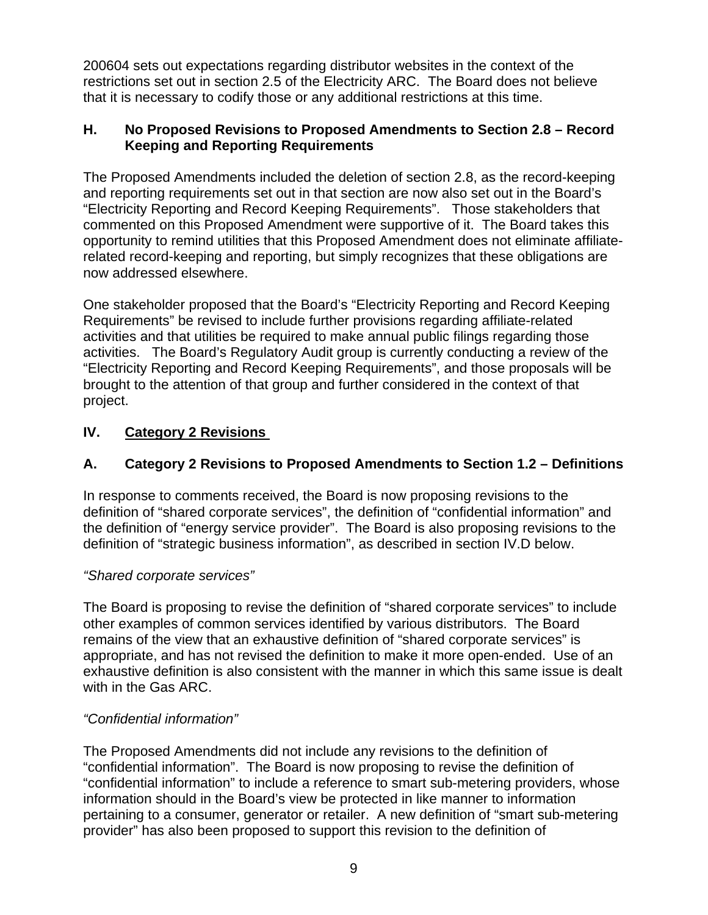200604 sets out expectations regarding distributor websites in the context of the restrictions set out in section 2.5 of the Electricity ARC. The Board does not believe that it is necessary to codify those or any additional restrictions at this time.

### H. No Proposed Revisions to Proposed Amendments to Section 2.8 – Record Keeping and Reporting Requirements

The Proposed Amendments included the deletion of section 2.8, as the record-keeping and reporting requirements set out in that section are now also set out in the Board's "Electricity Reporting and Record Keeping Requirements". Those stakeholders that commented on this Proposed Amendment were supportive of it. The Board takes this opportunity to remind utilities that this Proposed Amendment does not eliminate affiliate-related record-keeping and reporting, but simply recognizes that these obligations are now addressed elsewhere.

One stakeholder proposed that the Board's "Electricity Reporting and Record Keeping Requirements" be revised to include further provisions regarding affiliate-related activities and that utilities be required to make annual public filings regarding those activities. The Board's Regulatory Audit group is currently conducting a review of the "Electricity Reporting and Record Keeping Requirements", and those proposals will be brought to the attention of that group and further considered in the context of that project.

## IV. Category 2 Revisions

### A. Category 2 Revisions to Proposed Amendments to Section 1.2 – Definitions

In response to comments received, the Board is now proposing revisions to the definition of "shared corporate services", the definition of "confidential information" and the definition of "energy service provider". The Board is also proposing revisions to the definition of "strategic business information", as described in section IV.D below.

*"Shared corporate services"*

The Board is proposing to revise the definition of "shared corporate services" to include other examples of common services identified by various distributors. The Board remains of the view that an exhaustive definition of "shared corporate services" is appropriate, and has not revised the definition to make it more open-ended. Use of an exhaustive definition is also consistent with the manner in which this same issue is dealt with in the Gas ARC.

*"Confidential information"*

The Proposed Amendments did not include any revisions to the definition of "confidential information". The Board is now proposing to revise the definition of "confidential information" to include a reference to smart sub-metering providers, whose information should in the Board's view be protected in like manner to information pertaining to a consumer, generator or retailer. A new definition of "smart sub-metering provider" has also been proposed to support this revision to the definition of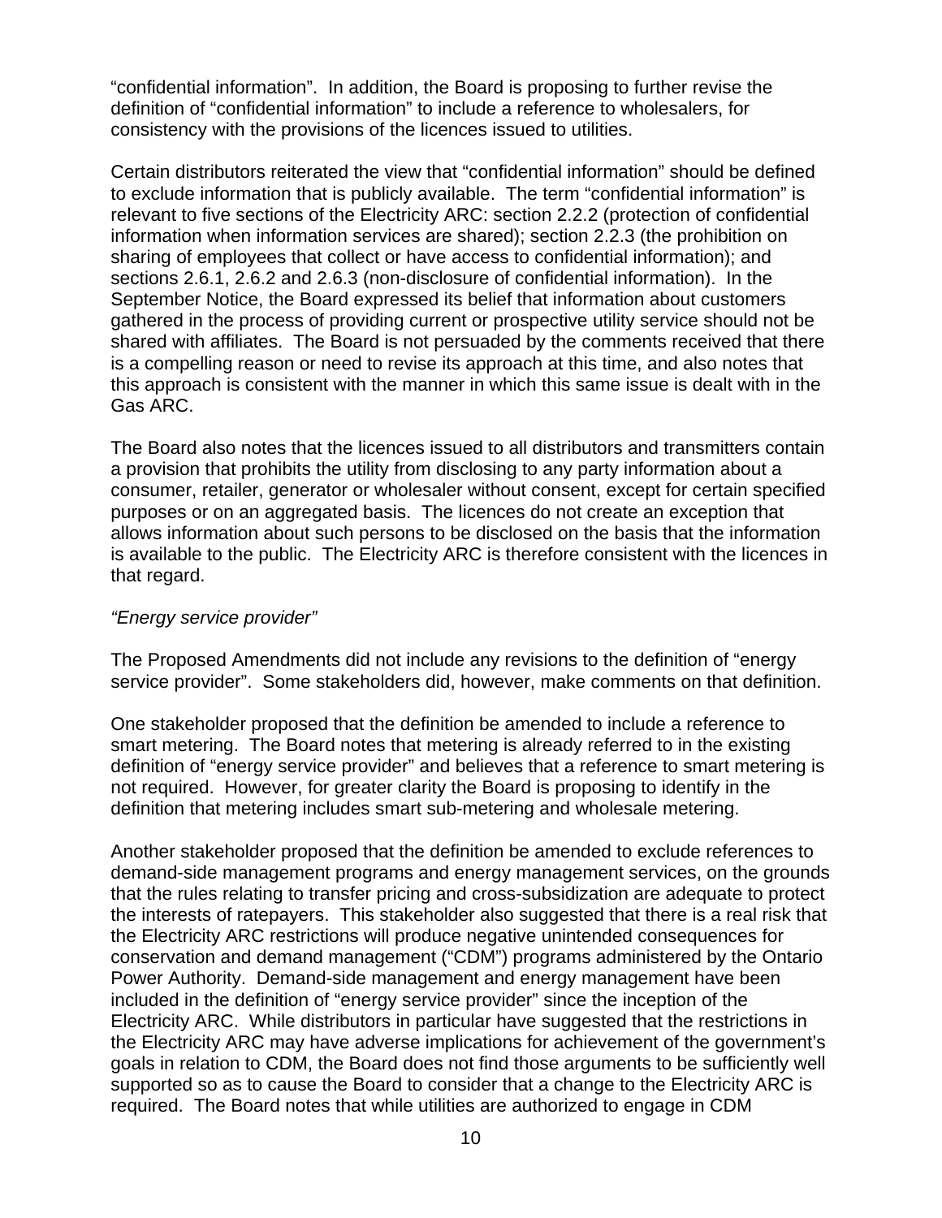"confidential information". In addition, the Board is proposing to further revise the definition of "confidential information" to include a reference to wholesalers, for consistency with the provisions of the licences issued to utilities.

Certain distributors reiterated the view that "confidential information" should be defined to exclude information that is publicly available. The term "confidential information" is relevant to five sections of the Electricity ARC: section 2.2.2 (protection of confidential information when information services are shared); section 2.2.3 (the prohibition on sharing of employees that collect or have access to confidential information); and sections 2.6.1, 2.6.2 and 2.6.3 (non-disclosure of confidential information). In the September Notice, the Board expressed its belief that information about customers gathered in the process of providing current or prospective utility service should not be shared with affiliates. The Board is not persuaded by the comments received that there is a compelling reason or need to revise its approach at this time, and also notes that this approach is consistent with the manner in which this same issue is dealt with in the Gas ARC.

The Board also notes that the licences issued to all distributors and transmitters contain a provision that prohibits the utility from disclosing to any party information about a consumer, retailer, generator or wholesaler without consent, except for certain specified purposes or on an aggregated basis. The licences do not create an exception that allows information about such persons to be disclosed on the basis that the information is available to the public. The Electricity ARC is therefore consistent with the licences in that regard.

*"Energy service provider"*

The Proposed Amendments did not include any revisions to the definition of "energy service provider". Some stakeholders did, however, make comments on that definition.

One stakeholder proposed that the definition be amended to include a reference to smart metering. The Board notes that metering is already referred to in the existing definition of "energy service provider" and believes that a reference to smart metering is not required. However, for greater clarity the Board is proposing to identify in the definition that metering includes smart sub-metering and wholesale metering.

Another stakeholder proposed that the definition be amended to exclude references to demand-side management programs and energy management services, on the grounds that the rules relating to transfer pricing and cross-subsidization are adequate to protect the interests of ratepayers. This stakeholder also suggested that there is a real risk that the Electricity ARC restrictions will produce negative unintended consequences for conservation and demand management ("CDM") programs administered by the Ontario Power Authority. Demand-side management and energy management have been included in the definition of "energy service provider" since the inception of the Electricity ARC. While distributors in particular have suggested that the restrictions in the Electricity ARC may have adverse implications for achievement of the government's goals in relation to CDM, the Board does not find those arguments to be sufficiently well supported so as to cause the Board to consider that a change to the Electricity ARC is required. The Board notes that while utilities are authorized to engage in CDM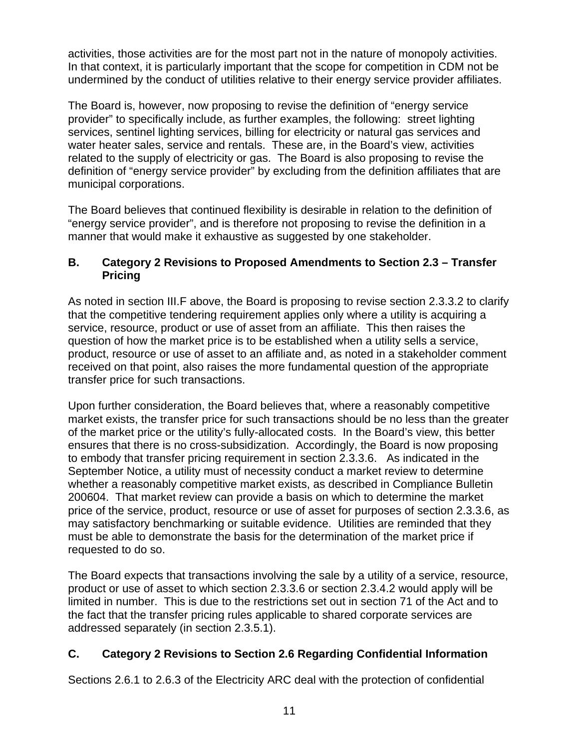activities, those activities are for the most part not in the nature of monopoly activities. In that context, it is particularly important that the scope for competition in CDM not be undermined by the conduct of utilities relative to their energy service provider affiliates.

The Board is, however, now proposing to revise the definition of "energy service provider" to specifically include, as further examples, the following: street lighting services, sentinel lighting services, billing for electricity or natural gas services and water heater sales, service and rentals. These are, in the Board's view, activities related to the supply of electricity or gas. The Board is also proposing to revise the definition of "energy service provider" by excluding from the definition affiliates that are municipal corporations.

The Board believes that continued flexibility is desirable in relation to the definition of "energy service provider", and is therefore not proposing to revise the definition in a manner that would make it exhaustive as suggested by one stakeholder.

### B. Category 2 Revisions to Proposed Amendments to Section 2.3 – Transfer Pricing

As noted in section III.F above, the Board is proposing to revise section 2.3.3.2 to clarify that the competitive tendering requirement applies only where a utility is acquiring a service, resource, product or use of asset from an affiliate. This then raises the question of how the market price is to be established when a utility sells a service, product, resource or use of asset to an affiliate and, as noted in a stakeholder comment received on that point, also raises the more fundamental question of the appropriate transfer price for such transactions.

Upon further consideration, the Board believes that, where a reasonably competitive market exists, the transfer price for such transactions should be no less than the greater of the market price or the utility's fully-allocated costs. In the Board's view, this better ensures that there is no cross-subsidization. Accordingly, the Board is now proposing to embody that transfer pricing requirement in section 2.3.3.6. As indicated in the September Notice, a utility must of necessity conduct a market review to determine whether a reasonably competitive market exists, as described in Compliance Bulletin 200604. That market review can provide a basis on which to determine the market price of the service, product, resource or use of asset for purposes of section 2.3.3.6, as may satisfactory benchmarking or suitable evidence. Utilities are reminded that they must be able to demonstrate the basis for the determination of the market price if requested to do so.

The Board expects that transactions involving the sale by a utility of a service, resource, product or use of asset to which section 2.3.3.6 or section 2.3.4.2 would apply will be limited in number. This is due to the restrictions set out in section 71 of the Act and to the fact that the transfer pricing rules applicable to shared corporate services are addressed separately (in section 2.3.5.1).

### C. Category 2 Revisions to Section 2.6 Regarding Confidential Information

Sections 2.6.1 to 2.6.3 of the Electricity ARC deal with the protection of confidential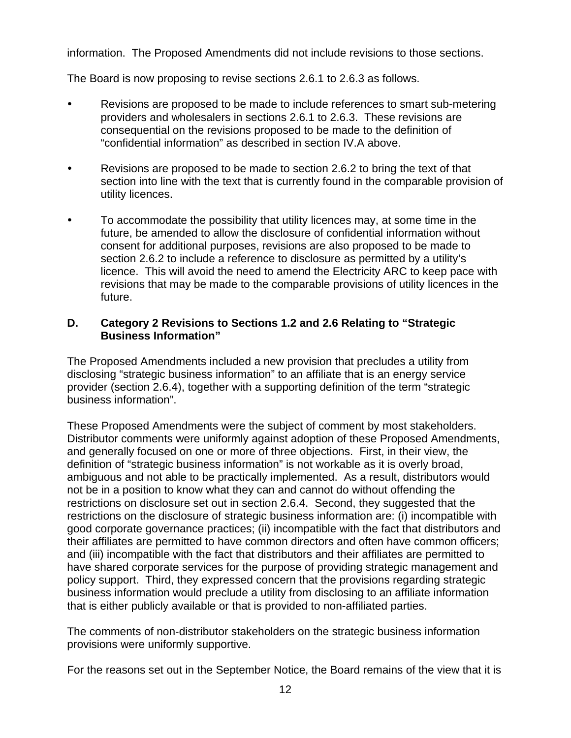information. The Proposed Amendments did not include revisions to those sections.

The Board is now proposing to revise sections 2.6.1 to 2.6.3 as follows.

- Revisions are proposed to be made to include references to smart sub-metering providers and wholesalers in sections 2.6.1 to 2.6.3. These revisions are consequential on the revisions proposed to be made to the definition of "confidential information" as described in section IV.A above.
- Revisions are proposed to be made to section 2.6.2 to bring the text of that section into line with the text that is currently found in the comparable provision of utility licences.
- To accommodate the possibility that utility licences may, at some time in the future, be amended to allow the disclosure of confidential information without consent for additional purposes, revisions are also proposed to be made to section 2.6.2 to include a reference to disclosure as permitted by a utility's licence. This will avoid the need to amend the Electricity ARC to keep pace with revisions that may be made to the comparable provisions of utility licences in the future.

### D. Category 2 Revisions to Sections 1.2 and 2.6 Relating to "Strategic Business Information"

The Proposed Amendments included a new provision that precludes a utility from disclosing "strategic business information" to an affiliate that is an energy service provider (section 2.6.4), together with a supporting definition of the term "strategic business information".

These Proposed Amendments were the subject of comment by most stakeholders. Distributor comments were uniformly against adoption of these Proposed Amendments, and generally focused on one or more of three objections. First, in their view, the definition of "strategic business information" is not workable as it is overly broad, ambiguous and not able to be practically implemented. As a result, distributors would not be in a position to know what they can and cannot do without offending the restrictions on disclosure set out in section 2.6.4. Second, they suggested that the restrictions on the disclosure of strategic business information are: (i) incompatible with good corporate governance practices; (ii) incompatible with the fact that distributors and their affiliates are permitted to have common directors and often have common officers; and (iii) incompatible with the fact that distributors and their affiliates are permitted to have shared corporate services for the purpose of providing strategic management and policy support. Third, they expressed concern that the provisions regarding strategic business information would preclude a utility from disclosing to an affiliate information that is either publicly available or that is provided to non-affiliated parties.

The comments of non-distributor stakeholders on the strategic business information provisions were uniformly supportive.

For the reasons set out in the September Notice, the Board remains of the view that it is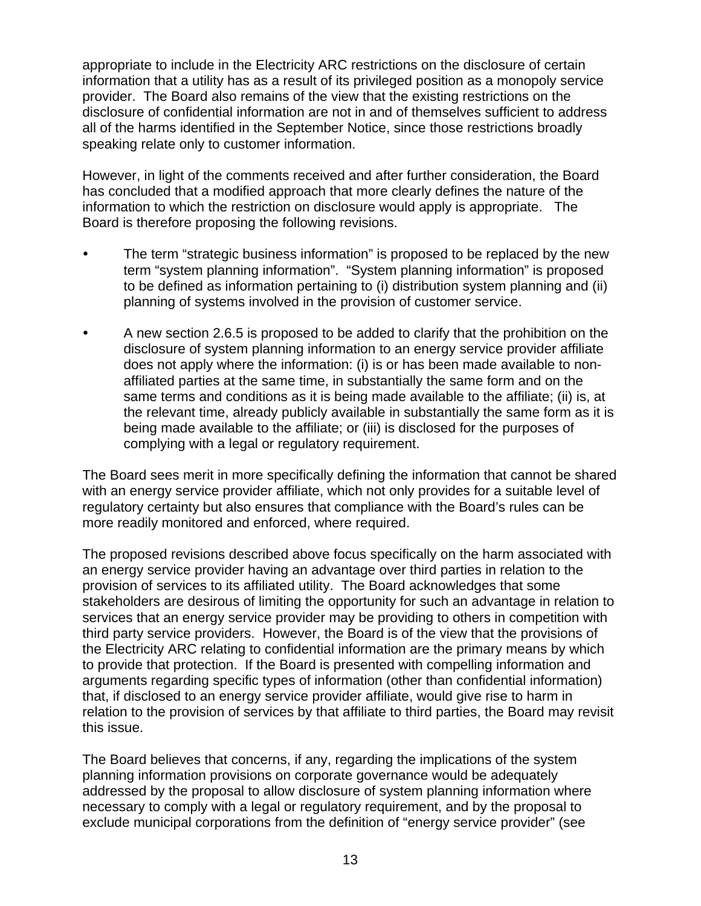appropriate to include in the Electricity ARC restrictions on the disclosure of certain information that a utility has as a result of its privileged position as a monopoly service provider. The Board also remains of the view that the existing restrictions on the disclosure of confidential information are not in and of themselves sufficient to address all of the harms identified in the September Notice, since those restrictions broadly speaking relate only to customer information.

However, in light of the comments received and after further consideration, the Board has concluded that a modified approach that more clearly defines the nature of the information to which the restriction on disclosure would apply is appropriate. The Board is therefore proposing the following revisions.

- The term "strategic business information" is proposed to be replaced by the new term "system planning information". "System planning information" is proposed to be defined as information pertaining to (i) distribution system planning and (ii) planning of systems involved in the provision of customer service.
- A new section 2.6.5 is proposed to be added to clarify that the prohibition on the disclosure of system planning information to an energy service provider affiliate does not apply where the information: (i) is or has been made available to non-affiliated parties at the same time, in substantially the same form and on the same terms and conditions as it is being made available to the affiliate; (ii) is, at the relevant time, already publicly available in substantially the same form as it is being made available to the affiliate; or (iii) is disclosed for the purposes of complying with a legal or regulatory requirement.

The Board sees merit in more specifically defining the information that cannot be shared with an energy service provider affiliate, which not only provides for a suitable level of regulatory certainty but also ensures that compliance with the Board's rules can be more readily monitored and enforced, where required.

The proposed revisions described above focus specifically on the harm associated with an energy service provider having an advantage over third parties in relation to the provision of services to its affiliated utility. The Board acknowledges that some stakeholders are desirous of limiting the opportunity for such an advantage in relation to services that an energy service provider may be providing to others in competition with third party service providers. However, the Board is of the view that the provisions of the Electricity ARC relating to confidential information are the primary means by which to provide that protection. If the Board is presented with compelling information and arguments regarding specific types of information (other than confidential information) that, if disclosed to an energy service provider affiliate, would give rise to harm in relation to the provision of services by that affiliate to third parties, the Board may revisit this issue.

The Board believes that concerns, if any, regarding the implications of the system planning information provisions on corporate governance would be adequately addressed by the proposal to allow disclosure of system planning information where necessary to comply with a legal or regulatory requirement, and by the proposal to exclude municipal corporations from the definition of "energy service provider" (see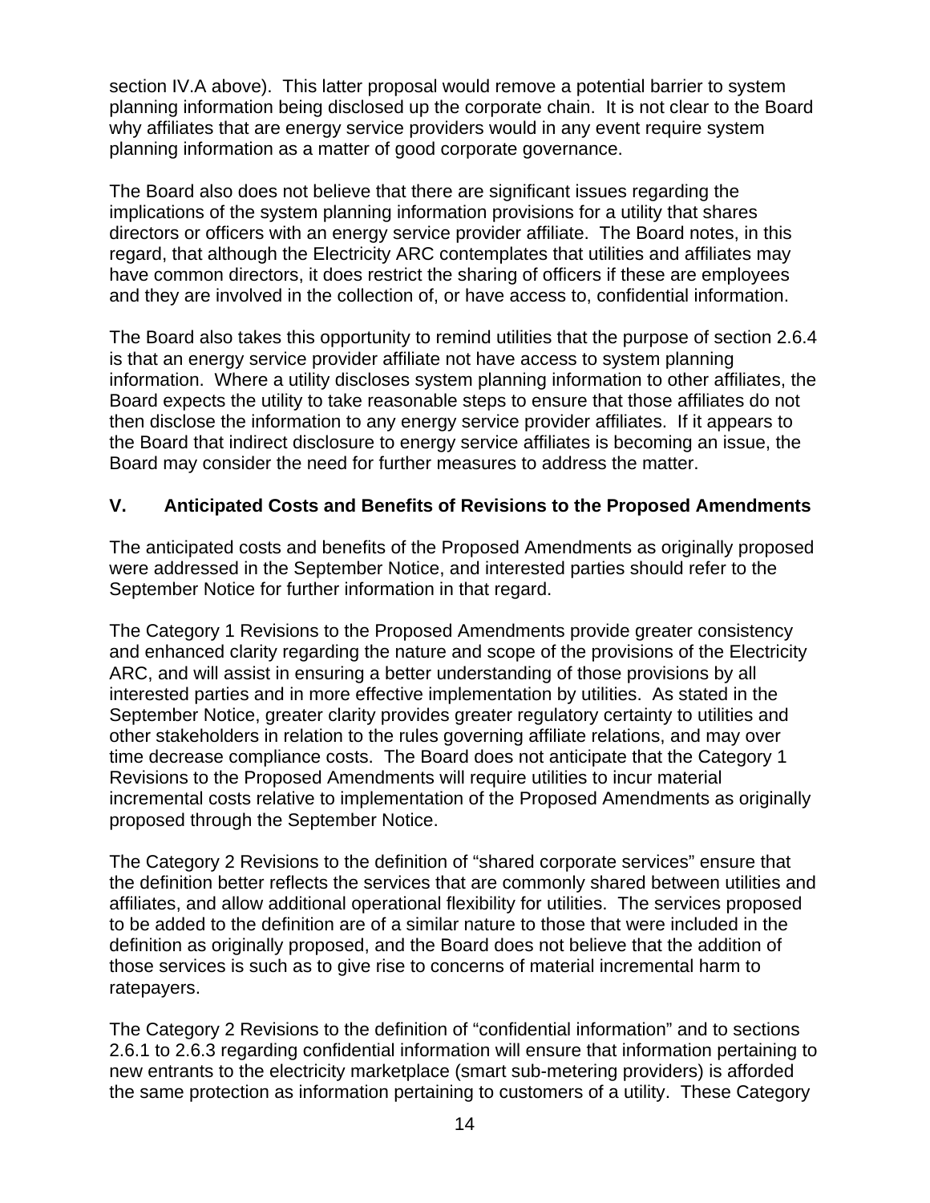section IV.A above). This latter proposal would remove a potential barrier to system planning information being disclosed up the corporate chain. It is not clear to the Board why affiliates that are energy service providers would in any event require system planning information as a matter of good corporate governance.

The Board also does not believe that there are significant issues regarding the implications of the system planning information provisions for a utility that shares directors or officers with an energy service provider affiliate. The Board notes, in this regard, that although the Electricity ARC contemplates that utilities and affiliates may have common directors, it does restrict the sharing of officers if these are employees and they are involved in the collection of, or have access to, confidential information.

The Board also takes this opportunity to remind utilities that the purpose of section 2.6.4 is that an energy service provider affiliate not have access to system planning information. Where a utility discloses system planning information to other affiliates, the Board expects the utility to take reasonable steps to ensure that those affiliates do not then disclose the information to any energy service provider affiliates. If it appears to the Board that indirect disclosure to energy service affiliates is becoming an issue, the Board may consider the need for further measures to address the matter.

## V. Anticipated Costs and Benefits of Revisions to the Proposed Amendments

The anticipated costs and benefits of the Proposed Amendments as originally proposed were addressed in the September Notice, and interested parties should refer to the September Notice for further information in that regard.

The Category 1 Revisions to the Proposed Amendments provide greater consistency and enhanced clarity regarding the nature and scope of the provisions of the Electricity ARC, and will assist in ensuring a better understanding of those provisions by all interested parties and in more effective implementation by utilities. As stated in the September Notice, greater clarity provides greater regulatory certainty to utilities and other stakeholders in relation to the rules governing affiliate relations, and may over time decrease compliance costs. The Board does not anticipate that the Category 1 Revisions to the Proposed Amendments will require utilities to incur material incremental costs relative to implementation of the Proposed Amendments as originally proposed through the September Notice.

The Category 2 Revisions to the definition of "shared corporate services" ensure that the definition better reflects the services that are commonly shared between utilities and affiliates, and allow additional operational flexibility for utilities. The services proposed to be added to the definition are of a similar nature to those that were included in the definition as originally proposed, and the Board does not believe that the addition of those services is such as to give rise to concerns of material incremental harm to ratepayers.

The Category 2 Revisions to the definition of "confidential information" and to sections 2.6.1 to 2.6.3 regarding confidential information will ensure that information pertaining to new entrants to the electricity marketplace (smart sub-metering providers) is afforded the same protection as information pertaining to customers of a utility. These Category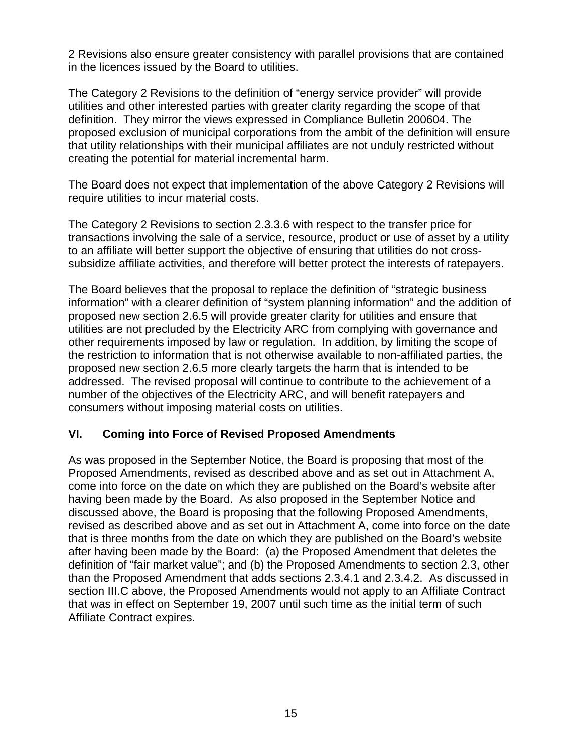2 Revisions also ensure greater consistency with parallel provisions that are contained in the licences issued by the Board to utilities.

The Category 2 Revisions to the definition of "energy service provider" will provide utilities and other interested parties with greater clarity regarding the scope of that definition. They mirror the views expressed in Compliance Bulletin 200604. The proposed exclusion of municipal corporations from the ambit of the definition will ensure that utility relationships with their municipal affiliates are not unduly restricted without creating the potential for material incremental harm.

The Board does not expect that implementation of the above Category 2 Revisions will require utilities to incur material costs.

The Category 2 Revisions to section 2.3.3.6 with respect to the transfer price for transactions involving the sale of a service, resource, product or use of asset by a utility to an affiliate will better support the objective of ensuring that utilities do not cross-subsidize affiliate activities, and therefore will better protect the interests of ratepayers.

The Board believes that the proposal to replace the definition of "strategic business information" with a clearer definition of "system planning information" and the addition of proposed new section 2.6.5 will provide greater clarity for utilities and ensure that utilities are not precluded by the Electricity ARC from complying with governance and other requirements imposed by law or regulation. In addition, by limiting the scope of the restriction to information that is not otherwise available to non-affiliated parties, the proposed new section 2.6.5 more clearly targets the harm that is intended to be addressed. The revised proposal will continue to contribute to the achievement of a number of the objectives of the Electricity ARC, and will benefit ratepayers and consumers without imposing material costs on utilities.

## VI. Coming into Force of Revised Proposed Amendments

As was proposed in the September Notice, the Board is proposing that most of the Proposed Amendments, revised as described above and as set out in Attachment A, come into force on the date on which they are published on the Board's website after having been made by the Board. As also proposed in the September Notice and discussed above, the Board is proposing that the following Proposed Amendments, revised as described above and as set out in Attachment A, come into force on the date that is three months from the date on which they are published on the Board's website after having been made by the Board: (a) the Proposed Amendment that deletes the definition of "fair market value"; and (b) the Proposed Amendments to section 2.3, other than the Proposed Amendment that adds sections 2.3.4.1 and 2.3.4.2. As discussed in section III.C above, the Proposed Amendments would not apply to an Affiliate Contract that was in effect on September 19, 2007 until such time as the initial term of such Affiliate Contract expires.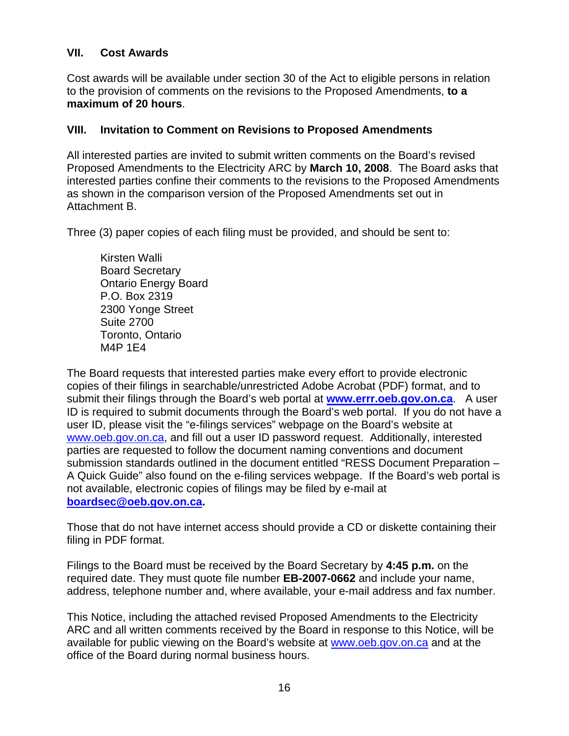## VII. Cost Awards

Cost awards will be available under section 30 of the Act to eligible persons in relation to the provision of comments on the revisions to the Proposed Amendments, **to a maximum of 20 hours**.

## VIII. Invitation to Comment on Revisions to Proposed Amendments

All interested parties are invited to submit written comments on the Board's revised Proposed Amendments to the Electricity ARC by **March 10, 2008**. The Board asks that interested parties confine their comments to the revisions to the Proposed Amendments as shown in the comparison version of the Proposed Amendments set out in Attachment B.

Three (3) paper copies of each filing must be provided, and should be sent to:

Kirsten Walli
Board Secretary
Ontario Energy Board
P.O. Box 2319
2300 Yonge Street
Suite 2700
Toronto, Ontario
M4P 1E4

The Board requests that interested parties make every effort to provide electronic copies of their filings in searchable/unrestricted Adobe Acrobat (PDF) format, and to submit their filings through the Board's web portal at **www.errr.oeb.gov.on.ca**. A user ID is required to submit documents through the Board's web portal. If you do not have a user ID, please visit the "e-filings services" webpage on the Board's website at www.oeb.gov.on.ca, and fill out a user ID password request. Additionally, interested parties are requested to follow the document naming conventions and document submission standards outlined in the document entitled "RESS Document Preparation – A Quick Guide" also found on the e-filing services webpage. If the Board's web portal is not available, electronic copies of filings may be filed by e-mail at **boardsec@oeb.gov.on.ca.**

Those that do not have internet access should provide a CD or diskette containing their filing in PDF format.

Filings to the Board must be received by the Board Secretary by **4:45 p.m.** on the required date. They must quote file number **EB-2007-0662** and include your name, address, telephone number and, where available, your e-mail address and fax number.

This Notice, including the attached revised Proposed Amendments to the Electricity ARC and all written comments received by the Board in response to this Notice, will be available for public viewing on the Board's website at www.oeb.gov.on.ca and at the office of the Board during normal business hours.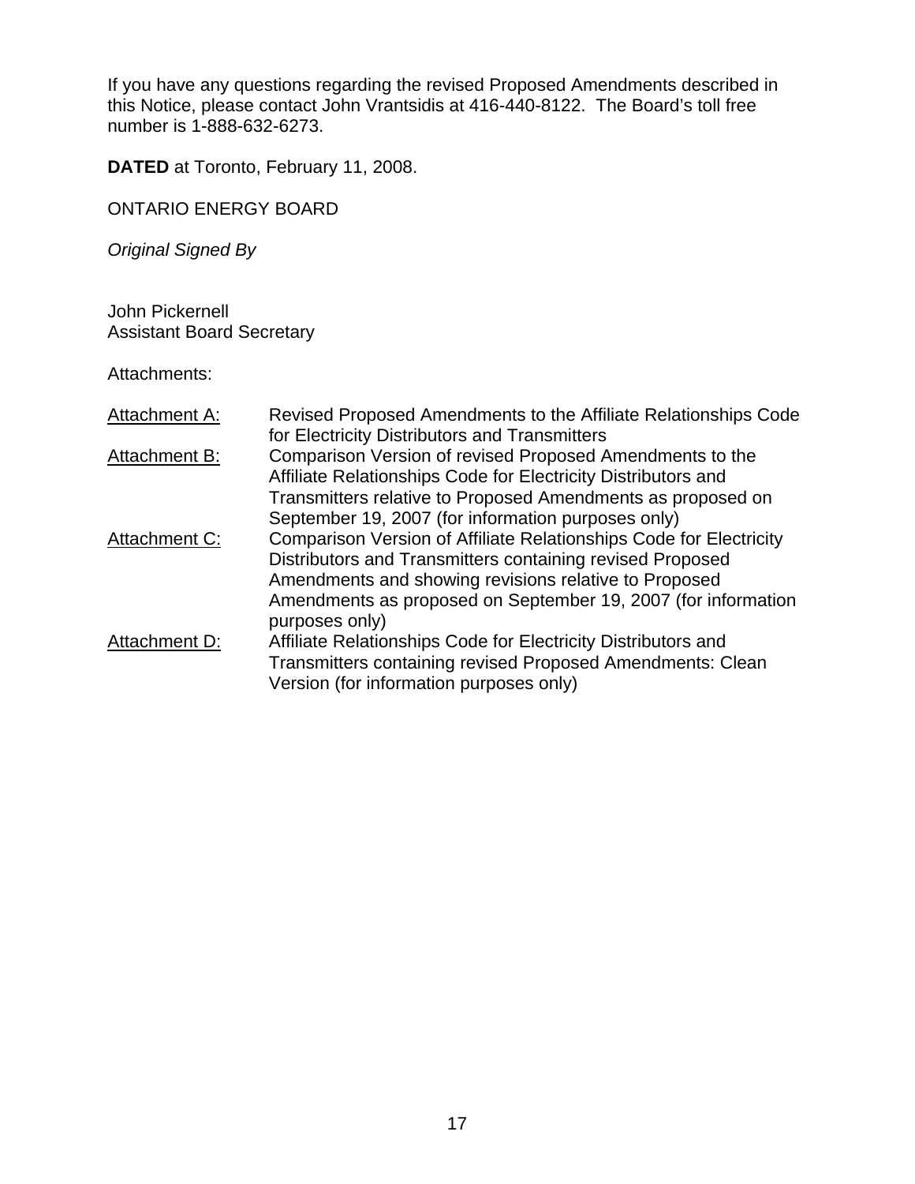If you have any questions regarding the revised Proposed Amendments described in this Notice, please contact John Vrantsidis at 416-440-8122. The Board's toll free number is 1-888-632-6273.

**DATED** at Toronto, February 11, 2008.

ONTARIO ENERGY BOARD

*Original Signed By*

John Pickernell
Assistant Board Secretary

Attachments:

| | |
|---|---|
| Attachment A: | Revised Proposed Amendments to the Affiliate Relationships Code for Electricity Distributors and Transmitters |
| Attachment B: | Comparison Version of revised Proposed Amendments to the Affiliate Relationships Code for Electricity Distributors and Transmitters relative to Proposed Amendments as proposed on September 19, 2007 (for information purposes only) |
| Attachment C: | Comparison Version of Affiliate Relationships Code for Electricity Distributors and Transmitters containing revised Proposed Amendments and showing revisions relative to Proposed Amendments as proposed on September 19, 2007 (for information purposes only) |
| Attachment D: | Affiliate Relationships Code for Electricity Distributors and Transmitters containing revised Proposed Amendments: Clean Version (for information purposes only) |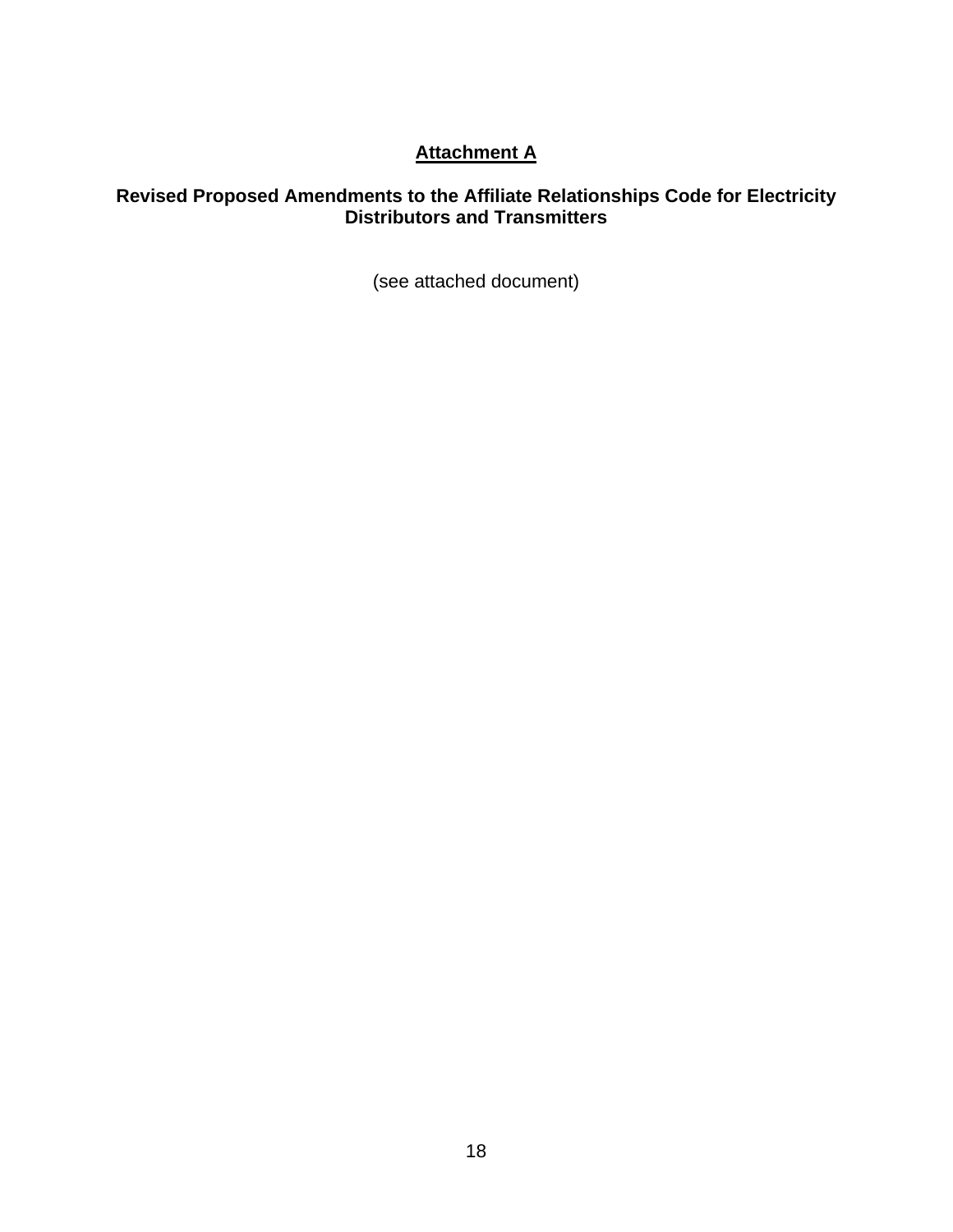## Attachment A

**Revised Proposed Amendments to the Affiliate Relationships Code for Electricity Distributors and Transmitters**

(see attached document)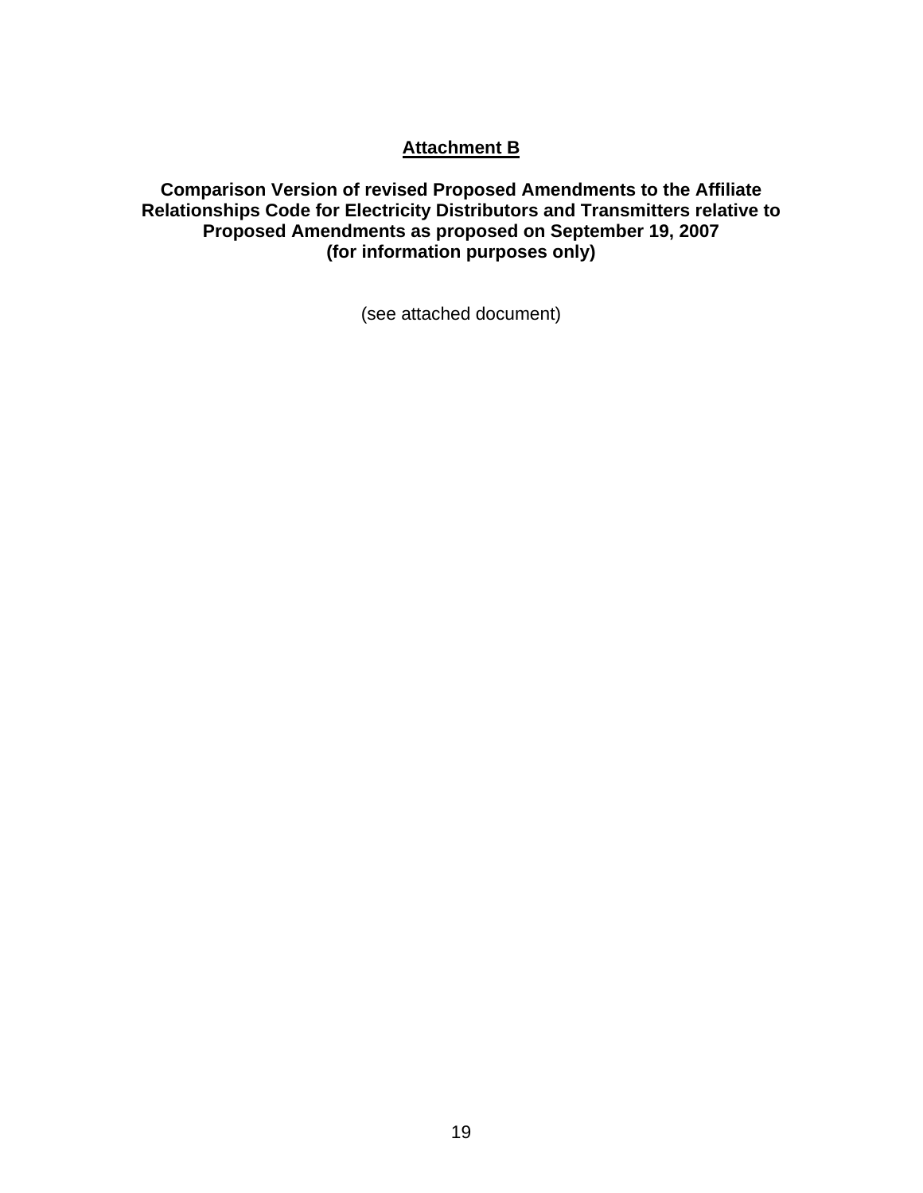# Attachment B

**Comparison Version of revised Proposed Amendments to the Affiliate Relationships Code for Electricity Distributors and Transmitters relative to Proposed Amendments as proposed on September 19, 2007 (for information purposes only)**

(see attached document)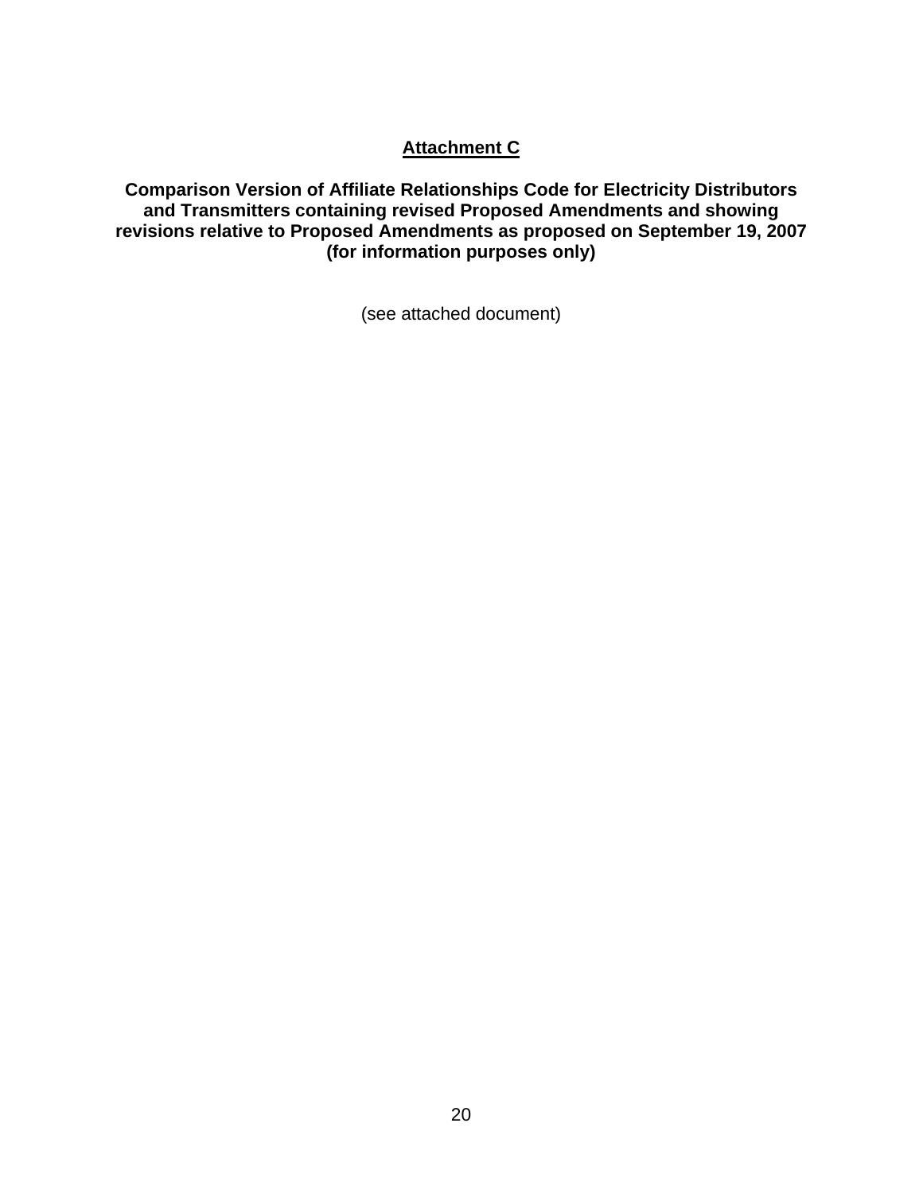# Attachment C

**Comparison Version of Affiliate Relationships Code for Electricity Distributors and Transmitters containing revised Proposed Amendments and showing revisions relative to Proposed Amendments as proposed on September 19, 2007 (for information purposes only)**

(see attached document)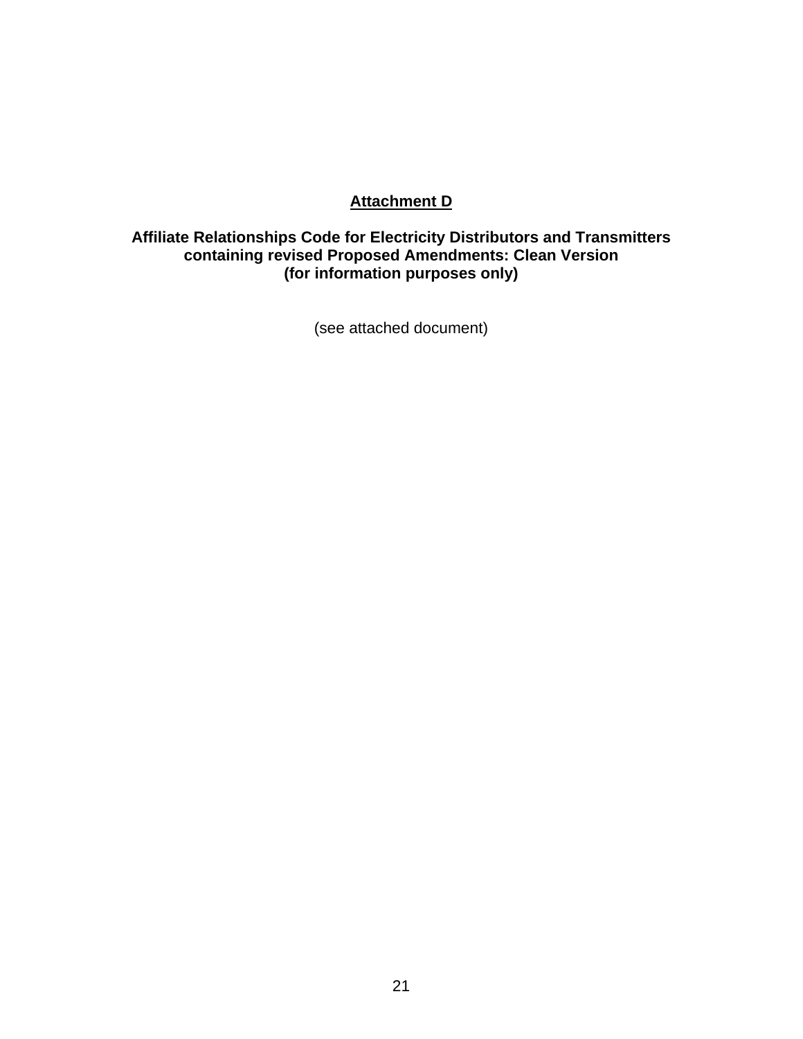**<u>Attachment D</u>**

**Affiliate Relationships Code for Electricity Distributors and Transmitters containing revised Proposed Amendments: Clean Version (for information purposes only)**

(see attached document)